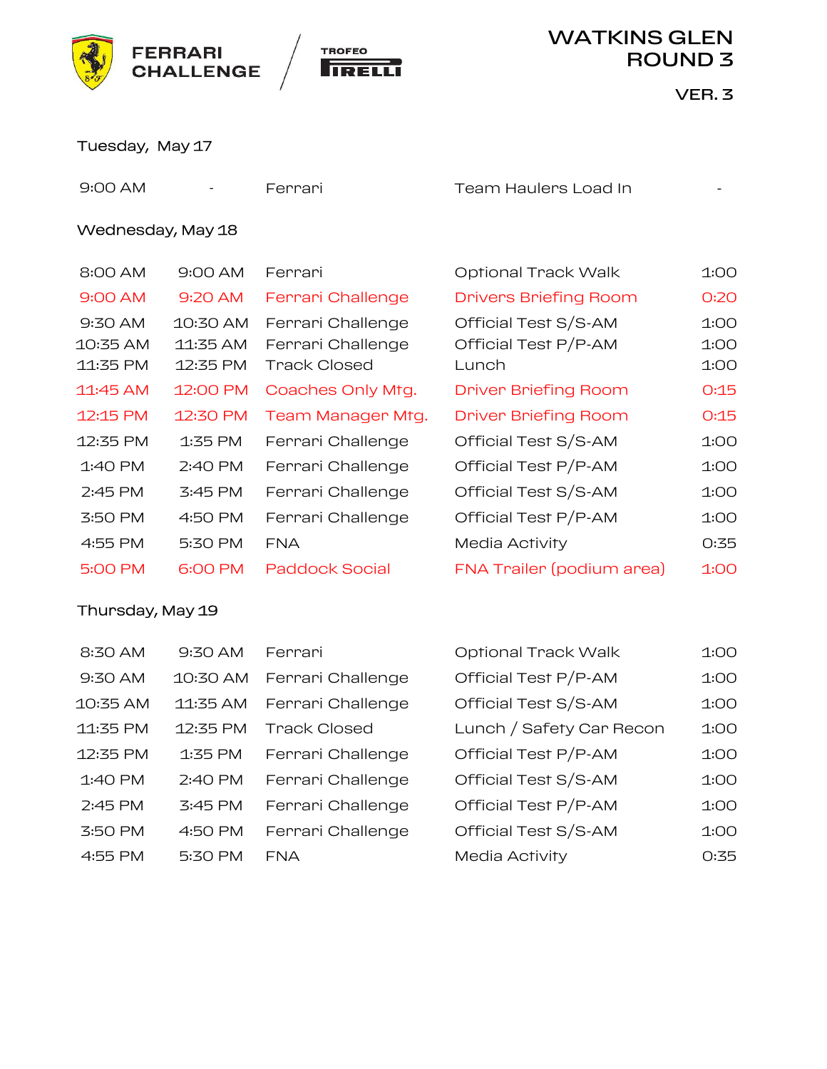# FERRARI CHALLENGE / TROFEO PIRELLI

## WATKINS GLEN ROUND 3

VER. 3

### Tuesday, May 17

| Start | End | Series | Activity | Duration |
|---|---|---|---|---|
| 9:00 AM | - | Ferrari | Team Haulers Load In | - |

### Wednesday, May 18

| Start | End | Series | Activity | Duration |
|---|---|---|---|---|
| 8:00 AM | 9:00 AM | Ferrari | Optional Track Walk | 1:00 |
| 9:00 AM | 9:20 AM | Ferrari Challenge | Drivers Briefing Room | 0:20 |
| 9:30 AM | 10:30 AM | Ferrari Challenge | Official Test S/S-AM | 1:00 |
| 10:35 AM | 11:35 AM | Ferrari Challenge | Official Test P/P-AM | 1:00 |
| 11:35 PM | 12:35 PM | Track Closed | Lunch | 1:00 |
| 11:45 AM | 12:00 PM | Coaches Only Mtg. | Driver Briefing Room | 0:15 |
| 12:15 PM | 12:30 PM | Team Manager Mtg. | Driver Briefing Room | 0:15 |
| 12:35 PM | 1:35 PM | Ferrari Challenge | Official Test S/S-AM | 1:00 |
| 1:40 PM | 2:40 PM | Ferrari Challenge | Official Test P/P-AM | 1:00 |
| 2:45 PM | 3:45 PM | Ferrari Challenge | Official Test S/S-AM | 1:00 |
| 3:50 PM | 4:50 PM | Ferrari Challenge | Official Test P/P-AM | 1:00 |
| 4:55 PM | 5:30 PM | FNA | Media Activity | 0:35 |
| 5:00 PM | 6:00 PM | Paddock Social | FNA Trailer (podium area) | 1:00 |

### Thursday, May 19

| Start | End | Series | Activity | Duration |
|---|---|---|---|---|
| 8:30 AM | 9:30 AM | Ferrari | Optional Track Walk | 1:00 |
| 9:30 AM | 10:30 AM | Ferrari Challenge | Official Test P/P-AM | 1:00 |
| 10:35 AM | 11:35 AM | Ferrari Challenge | Official Test S/S-AM | 1:00 |
| 11:35 PM | 12:35 PM | Track Closed | Lunch / Safety Car Recon | 1:00 |
| 12:35 PM | 1:35 PM | Ferrari Challenge | Official Test P/P-AM | 1:00 |
| 1:40 PM | 2:40 PM | Ferrari Challenge | Official Test S/S-AM | 1:00 |
| 2:45 PM | 3:45 PM | Ferrari Challenge | Official Test P/P-AM | 1:00 |
| 3:50 PM | 4:50 PM | Ferrari Challenge | Official Test S/S-AM | 1:00 |
| 4:55 PM | 5:30 PM | FNA | Media Activity | 0:35 |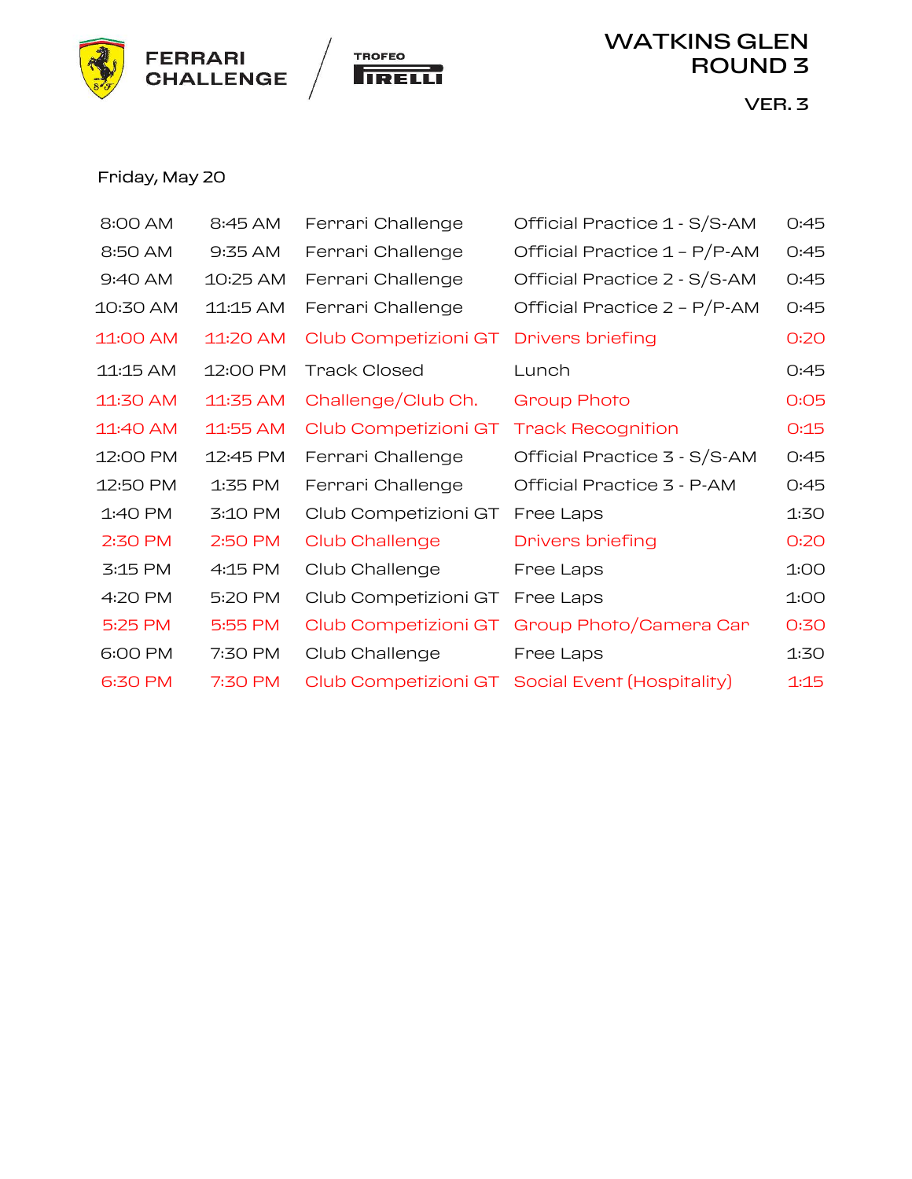FERRARI CHALLENGE / TROFEO PIRELLI

# WATKINS GLEN ROUND 3

VER. 3

Friday, May 20

| Start | End | Series | Session | Duration |
|---|---|---|---|---|
| 8:00 AM | 8:45 AM | Ferrari Challenge | Official Practice 1 - S/S-AM | 0:45 |
| 8:50 AM | 9:35 AM | Ferrari Challenge | Official Practice 1 – P/P-AM | 0:45 |
| 9:40 AM | 10:25 AM | Ferrari Challenge | Official Practice 2 - S/S-AM | 0:45 |
| 10:30 AM | 11:15 AM | Ferrari Challenge | Official Practice 2 – P/P-AM | 0:45 |
| 11:00 AM | 11:20 AM | Club Competizioni GT | Drivers briefing | 0:20 |
| 11:15 AM | 12:00 PM | Track Closed | Lunch | 0:45 |
| 11:30 AM | 11:35 AM | Challenge/Club Ch. | Group Photo | 0:05 |
| 11:40 AM | 11:55 AM | Club Competizioni GT | Track Recognition | 0:15 |
| 12:00 PM | 12:45 PM | Ferrari Challenge | Official Practice 3 - S/S-AM | 0:45 |
| 12:50 PM | 1:35 PM | Ferrari Challenge | Official Practice 3 - P-AM | 0:45 |
| 1:40 PM | 3:10 PM | Club Competizioni GT | Free Laps | 1:30 |
| 2:30 PM | 2:50 PM | Club Challenge | Drivers briefing | 0:20 |
| 3:15 PM | 4:15 PM | Club Challenge | Free Laps | 1:00 |
| 4:20 PM | 5:20 PM | Club Competizioni GT | Free Laps | 1:00 |
| 5:25 PM | 5:55 PM | Club Competizioni GT | Group Photo/Camera Car | 0:30 |
| 6:00 PM | 7:30 PM | Club Challenge | Free Laps | 1:30 |
| 6:30 PM | 7:30 PM | Club Competizioni GT | Social Event (Hospitality) | 1:15 |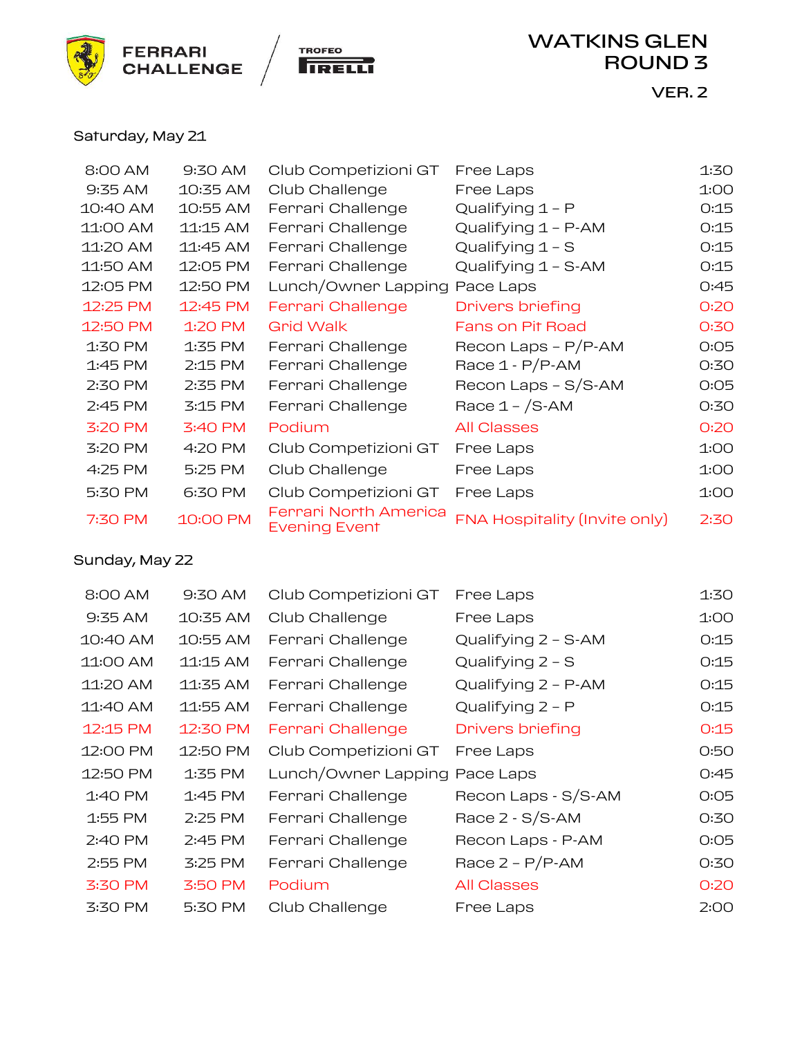FERRARI CHALLENGE / TROFEO PIRELLI

# WATKINS GLEN ROUND 3

VER. 2

## Saturday, May 21

| | | | | |
|---|---|---|---|---|
| 8:00 AM | 9:30 AM | Club Competizioni GT | Free Laps | 1:30 |
| 9:35 AM | 10:35 AM | Club Challenge | Free Laps | 1:00 |
| 10:40 AM | 10:55 AM | Ferrari Challenge | Qualifying 1 – P | 0:15 |
| 11:00 AM | 11:15 AM | Ferrari Challenge | Qualifying 1 – P-AM | 0:15 |
| 11:20 AM | 11:45 AM | Ferrari Challenge | Qualifying 1 – S | 0:15 |
| 11:50 AM | 12:05 PM | Ferrari Challenge | Qualifying 1 – S-AM | 0:15 |
| 12:05 PM | 12:50 PM | Lunch/Owner Lapping | Pace Laps | 0:45 |
| 12:25 PM | 12:45 PM | Ferrari Challenge | Drivers briefing | 0:20 |
| 12:50 PM | 1:20 PM | Grid Walk | Fans on Pit Road | 0:30 |
| 1:30 PM | 1:35 PM | Ferrari Challenge | Recon Laps – P/P-AM | 0:05 |
| 1:45 PM | 2:15 PM | Ferrari Challenge | Race 1 - P/P-AM | 0:30 |
| 2:30 PM | 2:35 PM | Ferrari Challenge | Recon Laps – S/S-AM | 0:05 |
| 2:45 PM | 3:15 PM | Ferrari Challenge | Race 1 – /S-AM | 0:30 |
| 3:20 PM | 3:40 PM | Podium | All Classes | 0:20 |
| 3:20 PM | 4:20 PM | Club Competizioni GT | Free Laps | 1:00 |
| 4:25 PM | 5:25 PM | Club Challenge | Free Laps | 1:00 |
| 5:30 PM | 6:30 PM | Club Competizioni GT | Free Laps | 1:00 |
| 7:30 PM | 10:00 PM | Ferrari North America Evening Event | FNA Hospitality (Invite only) | 2:30 |

## Sunday, May 22

| | | | | |
|---|---|---|---|---|
| 8:00 AM | 9:30 AM | Club Competizioni GT | Free Laps | 1:30 |
| 9:35 AM | 10:35 AM | Club Challenge | Free Laps | 1:00 |
| 10:40 AM | 10:55 AM | Ferrari Challenge | Qualifying 2 – S-AM | 0:15 |
| 11:00 AM | 11:15 AM | Ferrari Challenge | Qualifying 2 – S | 0:15 |
| 11:20 AM | 11:35 AM | Ferrari Challenge | Qualifying 2 – P-AM | 0:15 |
| 11:40 AM | 11:55 AM | Ferrari Challenge | Qualifying 2 – P | 0:15 |
| 12:15 PM | 12:30 PM | Ferrari Challenge | Drivers briefing | 0:15 |
| 12:00 PM | 12:50 PM | Club Competizioni GT | Free Laps | 0:50 |
| 12:50 PM | 1:35 PM | Lunch/Owner Lapping | Pace Laps | 0:45 |
| 1:40 PM | 1:45 PM | Ferrari Challenge | Recon Laps - S/S-AM | 0:05 |
| 1:55 PM | 2:25 PM | Ferrari Challenge | Race 2 - S/S-AM | 0:30 |
| 2:40 PM | 2:45 PM | Ferrari Challenge | Recon Laps - P-AM | 0:05 |
| 2:55 PM | 3:25 PM | Ferrari Challenge | Race 2 – P/P-AM | 0:30 |
| 3:30 PM | 3:50 PM | Podium | All Classes | 0:20 |
| 3:30 PM | 5:30 PM | Club Challenge | Free Laps | 2:00 |